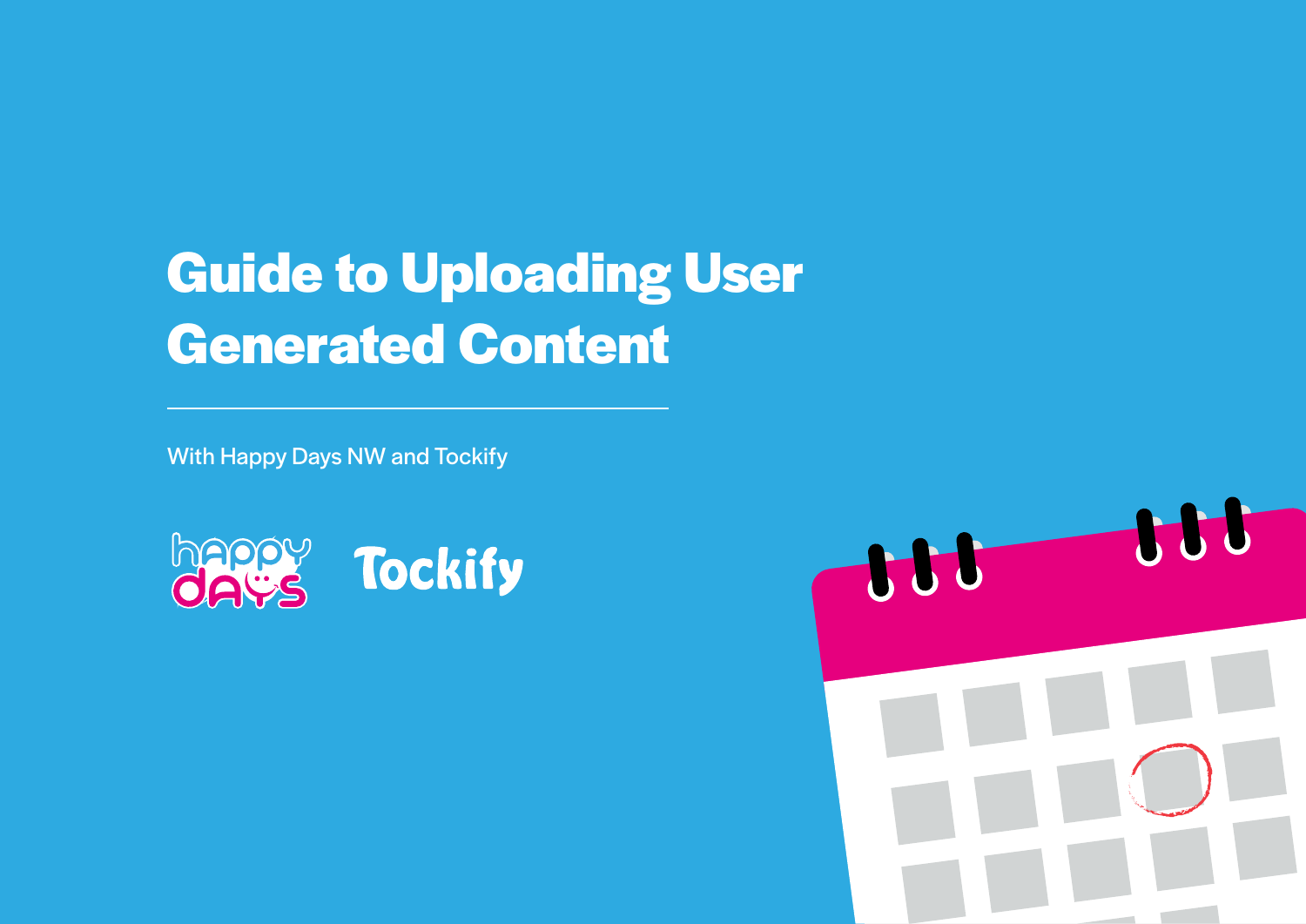# Guide to Uploading User Generated Content

With Happy Days NW and Tockify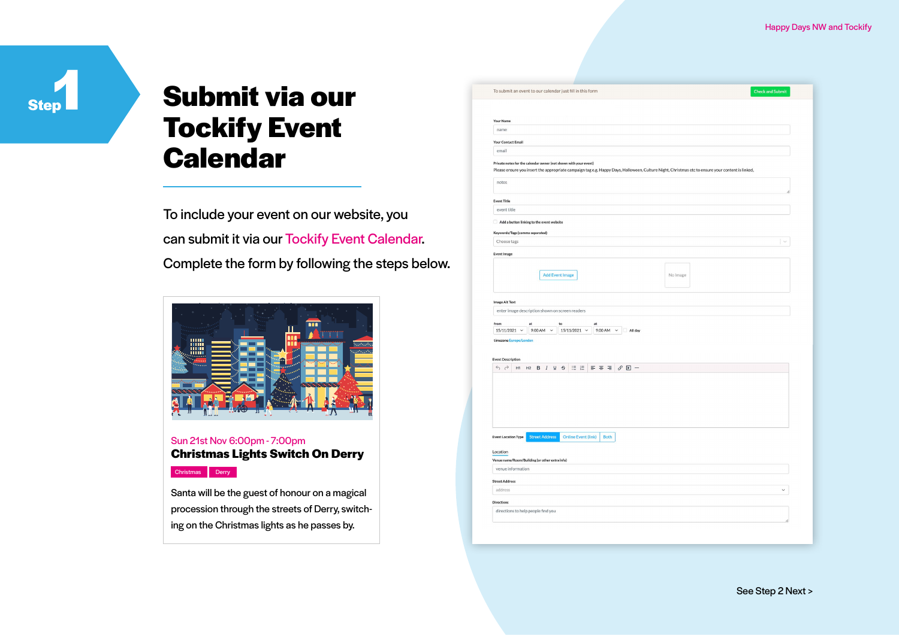Step 1

# Submit via our Tockify Event Calendar

To include your event on our website, you can submit it via our Tockify Event Calendar. Complete the form by following the steps below.

Sun 21st Nov 6:00pm - 7:00pm

**Christmas Lights Switch On Derry**

Christmas Derry

Santa will be the guest of honour on a magical procession through the streets of Derry, switching on the Christmas lights as he passes by.

To submit an event to our calendar just fill in this form

Check and Submit

Your Name

name

Your Contact Email

email

Private notes for the calendar owner (not shown with your event)

Please ensure you insert the appropriate campaign tag e.g. Happy Days, Halloween, Culture Night, Christmas etc to ensure your content is linked.

notes

Event Title

event title

Add a button linking to the event website

Keywords/Tags (comma separated)

Choose tags

Event Image

Add Event Image

No Image

Image Alt Text

enter image description shown on screen readers

from 15/11/2021 at 9:00 AM to 15/11/2021 at 9:00 AM All day

timezone Europe/London

Event Description

Event Location Type: Street Address | Online Event (link) | Both

Location

Venue name/Room/Building (or other extra info)

venue information

Street Address

address

Directions

directions to help people find you

See Step 2 Next >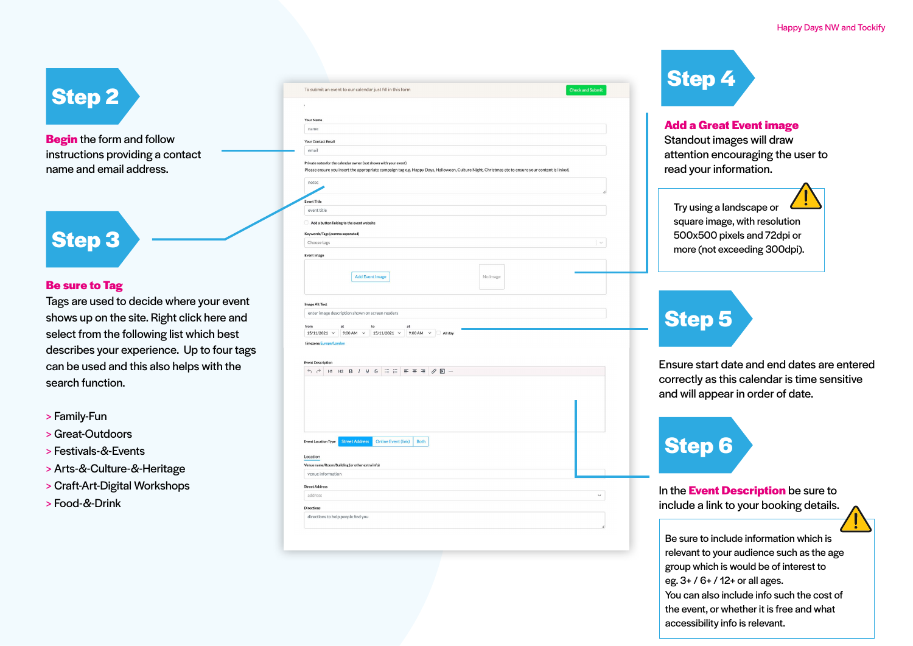## Step 2

**Begin** the form and follow instructions providing a contact name and email address.

## Step 3

**Be sure to Tag**

Tags are used to decide where your event shows up on the site. Right click here and select from the following list which best describes your experience. Up to four tags can be used and this also helps with the search function.

> Family-Fun
> Great-Outdoors
> Festivals-&-Events
> Arts-&-Culture-&-Heritage
> Craft-Art-Digital Workshops
> Food-&-Drink

## Step 4

**Add a Great Event image**

Standout images will draw attention encouraging the user to read your information.

Try using a landscape or square image, with resolution 500x500 pixels and 72dpi or more (not exceeding 300dpi).

## Step 5

Ensure start date and end dates are entered correctly as this calendar is time sensitive and will appear in order of date.

## Step 6

In the **Event Description** be sure to include a link to your booking details.

Be sure to include information which is relevant to your audience such as the age group which is would be of interest to eg. 3+ / 6+ / 12+ or all ages.
You can also include info such the cost of the event, or whether it is free and what accessibility info is relevant.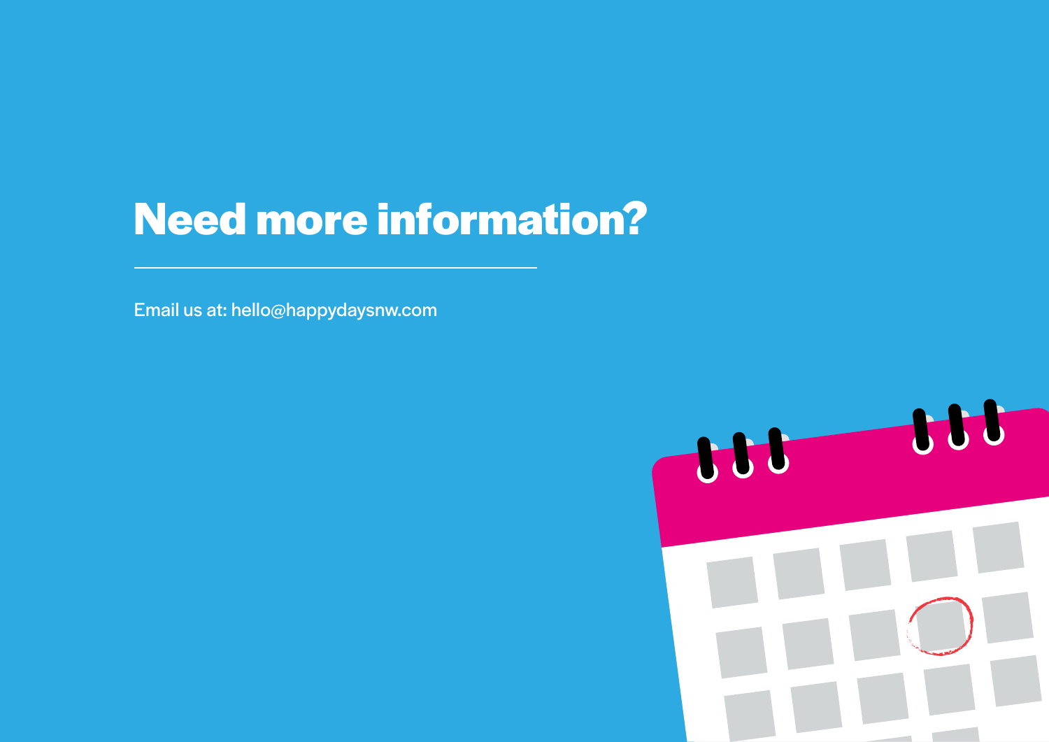# Need more information?

---

Email us at: hello@happydaysnw.com